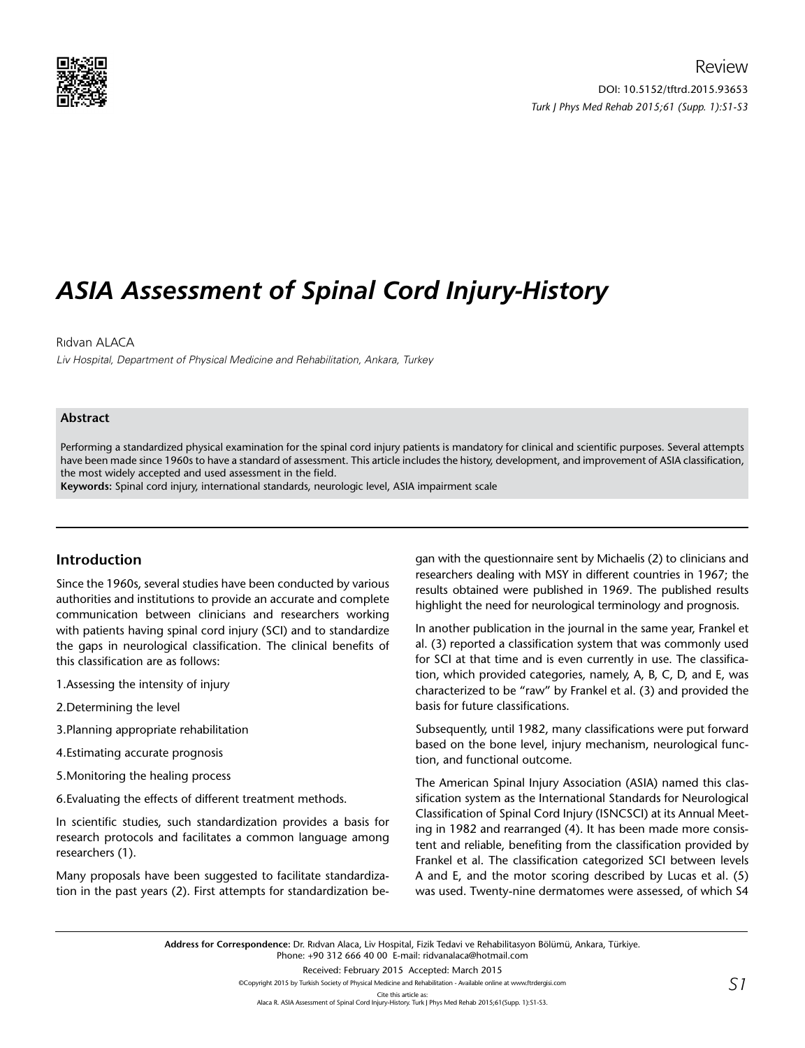Review

# ASIA Assessment of Spinal Cord Injury-History

Rıdvan ALACA

*Liv Hospital, Department of Physical Medicine and Rehabilitation, Ankara, Turkey*

### Abstract

Performing a standardized physical examination for the spinal cord injury patients is mandatory for clinical and scientific purposes. Several attempts have been made since 1960s to have a standard of assessment. This article includes the history, development, and improvement of ASIA classification, the most widely accepted and used assessment in the field.

**Keywords:** Spinal cord injury, international standards, neurologic level, ASIA impairment scale

## Introduction

Since the 1960s, several studies have been conducted by various authorities and institutions to provide an accurate and complete communication between clinicians and researchers working with patients having spinal cord injury (SCI) and to standardize the gaps in neurological classification. The clinical benefits of this classification are as follows:

1.Assessing the intensity of injury

2.Determining the level

3.Planning appropriate rehabilitation

4.Estimating accurate prognosis

5.Monitoring the healing process

6.Evaluating the effects of different treatment methods.

In scientific studies, such standardization provides a basis for research protocols and facilitates a common language among researchers (1).

Many proposals have been suggested to facilitate standardization in the past years (2). First attempts for standardization began with the questionnaire sent by Michaelis (2) to clinicians and researchers dealing with MSY in different countries in 1967; the results obtained were published in 1969. The published results highlight the need for neurological terminology and prognosis.

In another publication in the journal in the same year, Frankel et al. (3) reported a classification system that was commonly used for SCI at that time and is even currently in use. The classification, which provided categories, namely, A, B, C, D, and E, was characterized to be "raw" by Frankel et al. (3) and provided the basis for future classifications.

Subsequently, until 1982, many classifications were put forward based on the bone level, injury mechanism, neurological function, and functional outcome.

The American Spinal Injury Association (ASIA) named this classification system as the International Standards for Neurological Classification of Spinal Cord Injury (ISNCSCI) at its Annual Meeting in 1982 and rearranged (4). It has been made more consistent and reliable, benefiting from the classification provided by Frankel et al. The classification categorized SCI between levels A and E, and the motor scoring described by Lucas et al. (5) was used. Twenty-nine dermatomes were assessed, of which S4

**Address for Correspondence:** Dr. Rıdvan Alaca, Liv Hospital, Fizik Tedavi ve Rehabilitasyon Bölümü, Ankara, Türkiye. Phone: +90 312 666 40 00 E-mail: ridvanalaca@hotmail.com

Received: February 2015 Accepted: March 2015

©Copyright 2015 by Turkish Society of Physical Medicine and Rehabilitation - Available online at www.ftrdergisi.com

Cite this article as:
Alaca R. ASIA Assessment of Spinal Cord Injury-History. Turk J Phys Med Rehab 2015;61(Supp. 1):S1-S3.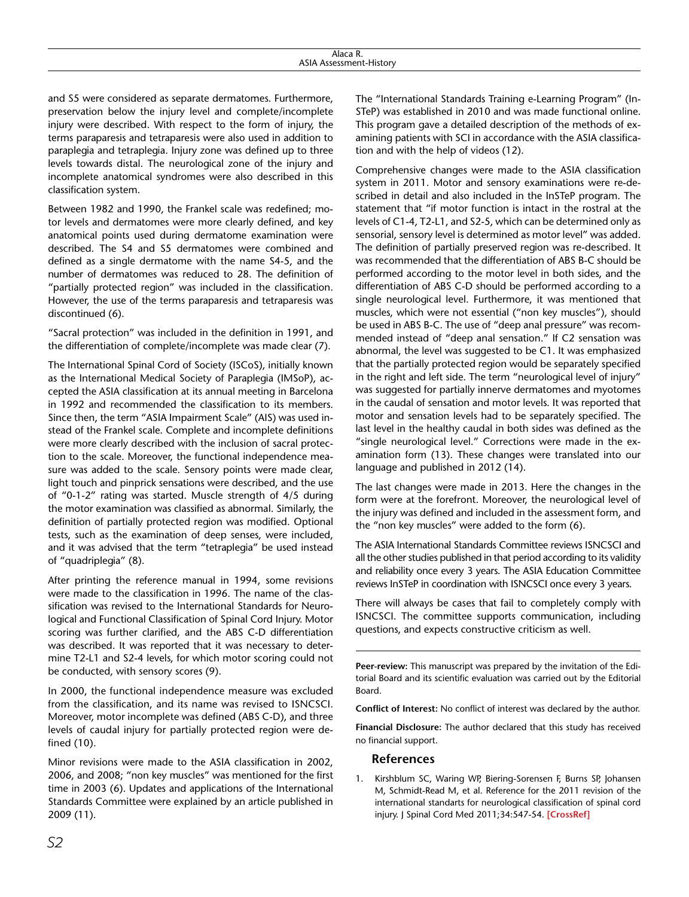and S5 were considered as separate dermatomes. Furthermore, preservation below the injury level and complete/incomplete injury were described. With respect to the form of injury, the terms paraparesis and tetraparesis were also used in addition to paraplegia and tetraplegia. Injury zone was defined up to three levels towards distal. The neurological zone of the injury and incomplete anatomical syndromes were also described in this classification system.

Between 1982 and 1990, the Frankel scale was redefined; motor levels and dermatomes were more clearly defined, and key anatomical points used during dermatome examination were described. The S4 and S5 dermatomes were combined and defined as a single dermatome with the name S4-5, and the number of dermatomes was reduced to 28. The definition of "partially protected region" was included in the classification. However, the use of the terms paraparesis and tetraparesis was discontinued (6).

"Sacral protection" was included in the definition in 1991, and the differentiation of complete/incomplete was made clear (7).

The International Spinal Cord of Society (ISCoS), initially known as the International Medical Society of Paraplegia (IMSoP), accepted the ASIA classification at its annual meeting in Barcelona in 1992 and recommended the classification to its members. Since then, the term "ASIA Impairment Scale" (AIS) was used instead of the Frankel scale. Complete and incomplete definitions were more clearly described with the inclusion of sacral protection to the scale. Moreover, the functional independence measure was added to the scale. Sensory points were made clear, light touch and pinprick sensations were described, and the use of "0-1-2" rating was started. Muscle strength of 4/5 during the motor examination was classified as abnormal. Similarly, the definition of partially protected region was modified. Optional tests, such as the examination of deep senses, were included, and it was advised that the term "tetraplegia" be used instead of "quadriplegia" (8).

After printing the reference manual in 1994, some revisions were made to the classification in 1996. The name of the classification was revised to the International Standards for Neurological and Functional Classification of Spinal Cord Injury. Motor scoring was further clarified, and the ABS C-D differentiation was described. It was reported that it was necessary to determine T2-L1 and S2-4 levels, for which motor scoring could not be conducted, with sensory scores (9).

In 2000, the functional independence measure was excluded from the classification, and its name was revised to ISNCSCI. Moreover, motor incomplete was defined (ABS C-D), and three levels of caudal injury for partially protected region were defined (10).

Minor revisions were made to the ASIA classification in 2002, 2006, and 2008; "non key muscles" was mentioned for the first time in 2003 (6). Updates and applications of the International Standards Committee were explained by an article published in 2009 (11).

The "International Standards Training e-Learning Program" (InSTeP) was established in 2010 and was made functional online. This program gave a detailed description of the methods of examining patients with SCI in accordance with the ASIA classification and with the help of videos (12).

Comprehensive changes were made to the ASIA classification system in 2011. Motor and sensory examinations were re-described in detail and also included in the InSTeP program. The statement that "if motor function is intact in the rostral at the levels of C1-4, T2-L1, and S2-5, which can be determined only as sensorial, sensory level is determined as motor level" was added. The definition of partially preserved region was re-described. It was recommended that the differentiation of ABS B-C should be performed according to the motor level in both sides, and the differentiation of ABS C-D should be performed according to a single neurological level. Furthermore, it was mentioned that muscles, which were not essential ("non key muscles"), should be used in ABS B-C. The use of "deep anal pressure" was recommended instead of "deep anal sensation." If C2 sensation was abnormal, the level was suggested to be C1. It was emphasized that the partially protected region would be separately specified in the right and left side. The term "neurological level of injury" was suggested for partially innerve dermatomes and myotomes in the caudal of sensation and motor levels. It was reported that motor and sensation levels had to be separately specified. The last level in the healthy caudal in both sides was defined as the "single neurological level." Corrections were made in the examination form (13). These changes were translated into our language and published in 2012 (14).

The last changes were made in 2013. Here the changes in the form were at the forefront. Moreover, the neurological level of the injury was defined and included in the assessment form, and the "non key muscles" were added to the form (6).

The ASIA International Standards Committee reviews ISNCSCI and all the other studies published in that period according to its validity and reliability once every 3 years. The ASIA Education Committee reviews InSTeP in coordination with ISNCSCI once every 3 years.

There will always be cases that fail to completely comply with ISNCSCI. The committee supports communication, including questions, and expects constructive criticism as well.

---

**Peer-review:** This manuscript was prepared by the invitation of the Editorial Board and its scientific evaluation was carried out by the Editorial Board.

**Conflict of Interest:** No conflict of interest was declared by the author.

**Financial Disclosure:** The author declared that this study has received no financial support.

## References

1. Kirshblum SC, Waring WP, Biering-Sorensen F, Burns SP, Johansen M, Schmidt-Read M, et al. Reference for the 2011 revision of the international standarts for neurological classification of spinal cord injury. J Spinal Cord Med 2011;34:547-54. [CrossRef]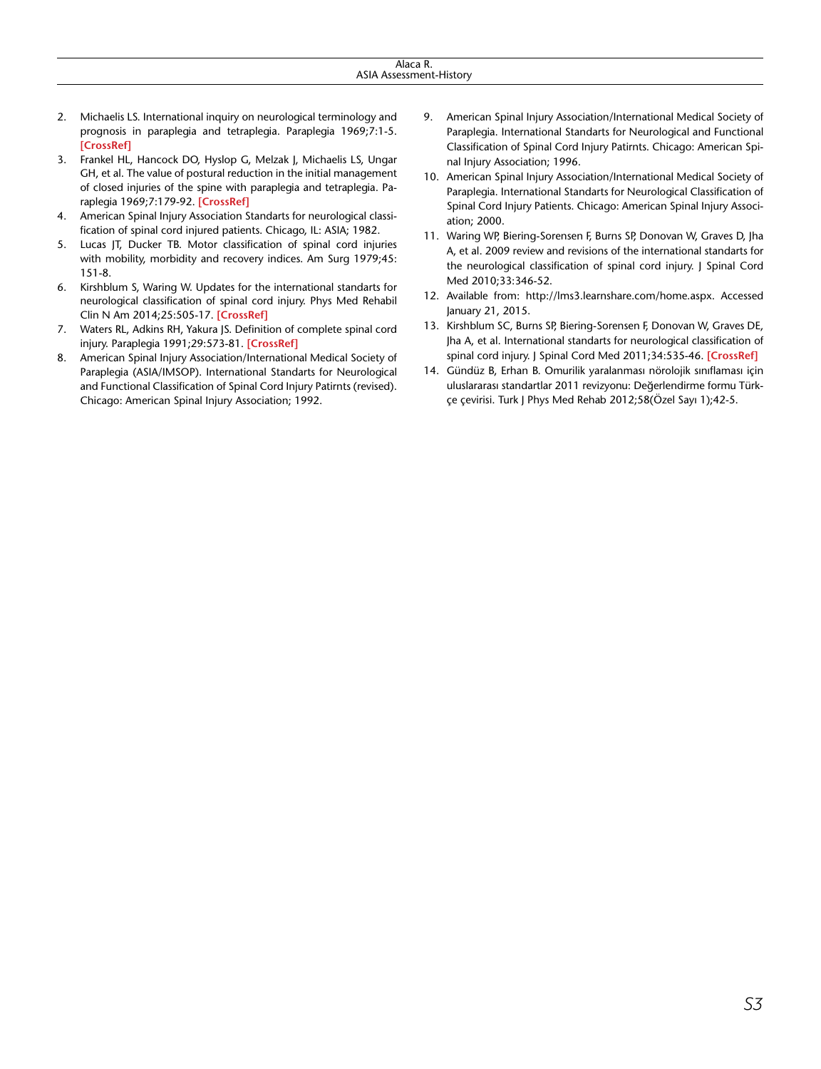2. Michaelis LS. International inquiry on neurological terminology and prognosis in paraplegia and tetraplegia. Paraplegia 1969;7:1-5. **[CrossRef]**
3. Frankel HL, Hancock DO, Hyslop G, Melzak J, Michaelis LS, Ungar GH, et al. The value of postural reduction in the initial management of closed injuries of the spine with paraplegia and tetraplegia. Paraplegia 1969;7:179-92. **[CrossRef]**
4. American Spinal Injury Association Standarts for neurological classification of spinal cord injured patients. Chicago, IL: ASIA; 1982.
5. Lucas JT, Ducker TB. Motor classification of spinal cord injuries with mobility, morbidity and recovery indices. Am Surg 1979;45: 151-8.
6. Kirshblum S, Waring W. Updates for the international standarts for neurological classification of spinal cord injury. Phys Med Rehabil Clin N Am 2014;25:505-17. **[CrossRef]**
7. Waters RL, Adkins RH, Yakura JS. Definition of complete spinal cord injury. Paraplegia 1991;29:573-81. **[CrossRef]**
8. American Spinal Injury Association/International Medical Society of Paraplegia (ASIA/IMSOP). International Standarts for Neurological and Functional Classification of Spinal Cord Injury Patirnts (revised). Chicago: American Spinal Injury Association; 1992.
9. American Spinal Injury Association/International Medical Society of Paraplegia. International Standarts for Neurological and Functional Classification of Spinal Cord Injury Patirnts. Chicago: American Spinal Injury Association; 1996.
10. American Spinal Injury Association/International Medical Society of Paraplegia. International Standarts for Neurological Classification of Spinal Cord Injury Patients. Chicago: American Spinal Injury Association; 2000.
11. Waring WP, Biering-Sorensen F, Burns SP, Donovan W, Graves D, Jha A, et al. 2009 review and revisions of the international standarts for the neurological classification of spinal cord injury. J Spinal Cord Med 2010;33:346-52.
12. Available from: http://lms3.learnshare.com/home.aspx. Accessed January 21, 2015.
13. Kirshblum SC, Burns SP, Biering-Sorensen F, Donovan W, Graves DE, Jha A, et al. International standarts for neurological classification of spinal cord injury. J Spinal Cord Med 2011;34:535-46. **[CrossRef]**
14. Gündüz B, Erhan B. Omurilik yaralanması nörolojik sınıflaması için uluslararası standartlar 2011 revizyonu: Değerlendirme formu Türkçe çevirisi. Turk J Phys Med Rehab 2012;58(Özel Sayı 1);42-5.